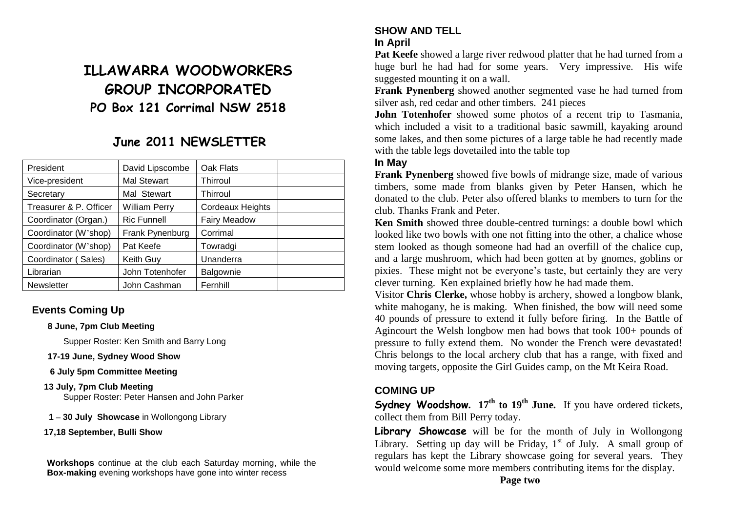# ILLAWARRA WOODWORKERS GROUP INCORPORATED

## PO Box 121 Corrimal NSW 2518

## June 2011 NEWSLETTER

| President | David Lipscombe | Oak Flats | |
|---|---|---|---|
| Vice-president | Mal Stewart | Thirroul | |
| Secretary | Mal Stewart | Thirroul | |
| Treasurer & P. Officer | William Perry | Cordeaux Heights | |
| Coordinator (Organ.) | Ric Funnell | Fairy Meadow | |
| Coordinator (W'shop) | Frank Pynenburg | Corrimal | |
| Coordinator (W'shop) | Pat Keefe | Towradgi | |
| Coordinator ( Sales) | Keith Guy | Unanderra | |
| Librarian | John Totenhofer | Balgownie | |
| Newsletter | John Cashman | Fernhill | |

### Events Coming Up

**8 June, 7pm Club Meeting**

Supper Roster: Ken Smith and Barry Long

**17-19 June, Sydney Wood Show**

**6 July 5pm Committee Meeting**

**13 July, 7pm Club Meeting**

Supper Roster: Peter Hansen and John Parker

**1 – 30 July Showcase** in Wollongong Library

**17,18 September, Bulli Show**

**Workshops** continue at the club each Saturday morning, while the **Box-making** evening workshops have gone into winter recess

### SHOW AND TELL

**In April**

**Pat Keefe** showed a large river redwood platter that he had turned from a huge burl he had had for some years. Very impressive. His wife suggested mounting it on a wall.

**Frank Pynenberg** showed another segmented vase he had turned from silver ash, red cedar and other timbers. 241 pieces

**John Totenhofer** showed some photos of a recent trip to Tasmania, which included a visit to a traditional basic sawmill, kayaking around some lakes, and then some pictures of a large table he had recently made with the table legs dovetailed into the table top

**In May**

**Frank Pynenberg** showed five bowls of midrange size, made of various timbers, some made from blanks given by Peter Hansen, which he donated to the club. Peter also offered blanks to members to turn for the club. Thanks Frank and Peter.

**Ken Smith** showed three double-centred turnings: a double bowl which looked like two bowls with one not fitting into the other, a chalice whose stem looked as though someone had had an overfill of the chalice cup, and a large mushroom, which had been gotten at by gnomes, goblins or pixies. These might not be everyone's taste, but certainly they are very clever turning. Ken explained briefly how he had made them.

Visitor **Chris Clerke,** whose hobby is archery, showed a longbow blank, white mahogany, he is making. When finished, the bow will need some 40 pounds of pressure to extend it fully before firing. In the Battle of Agincourt the Welsh longbow men had bows that took 100+ pounds of pressure to fully extend them. No wonder the French were devastated! Chris belongs to the local archery club that has a range, with fixed and moving targets, opposite the Girl Guides camp, on the Mt Keira Road.

### COMING UP

**Sydney Woodshow. 17th to 19th June.** If you have ordered tickets, collect them from Bill Perry today.

**Library Showcase** will be for the month of July in Wollongong Library. Setting up day will be Friday, 1st of July. A small group of regulars has kept the Library showcase going for several years. They would welcome some more members contributing items for the display.

**Page two**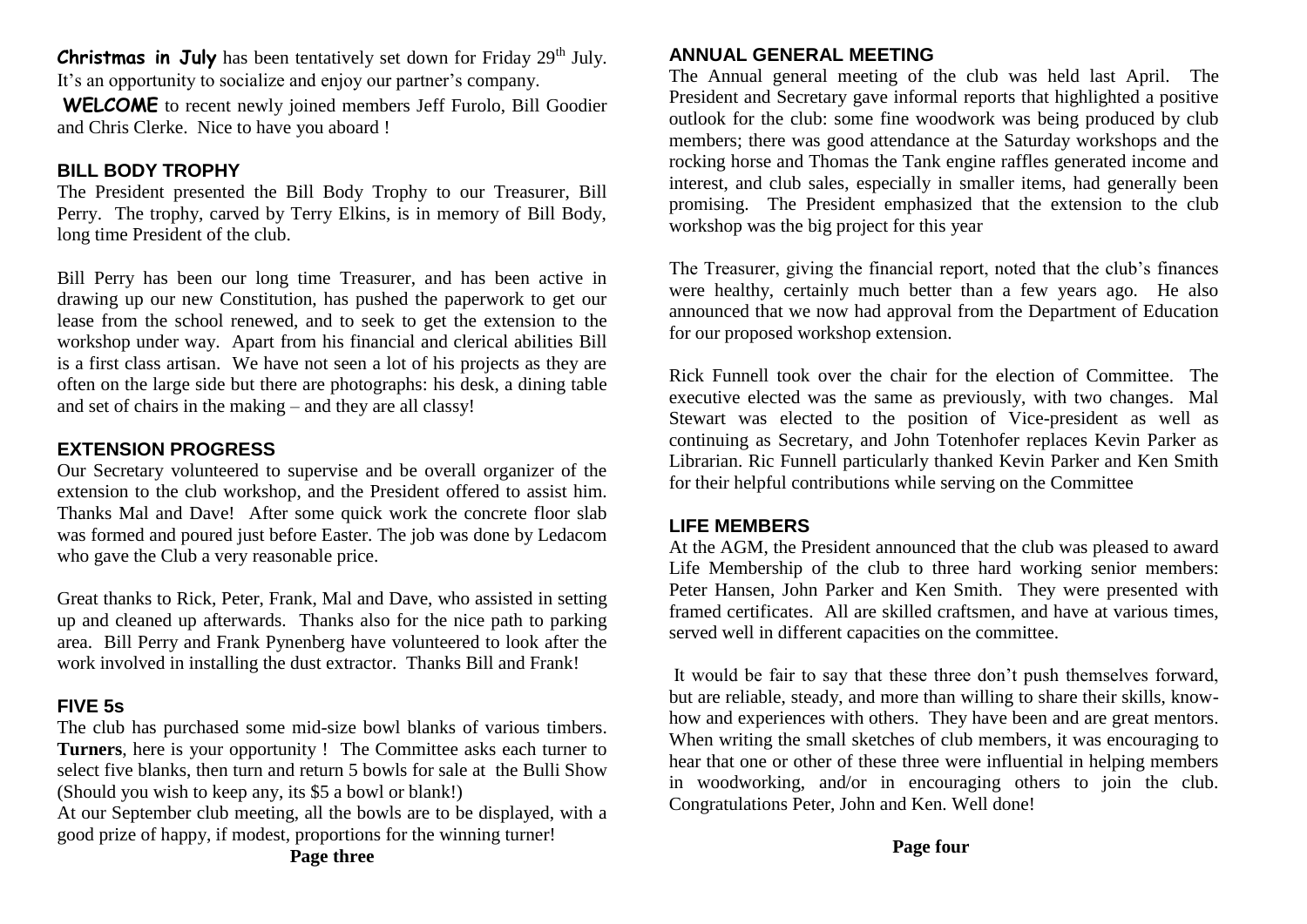**Christmas in July** has been tentatively set down for Friday 29th July. It's an opportunity to socialize and enjoy our partner's company.

**WELCOME** to recent newly joined members Jeff Furolo, Bill Goodier and Chris Clerke. Nice to have you aboard !

## BILL BODY TROPHY

The President presented the Bill Body Trophy to our Treasurer, Bill Perry. The trophy, carved by Terry Elkins, is in memory of Bill Body, long time President of the club.

Bill Perry has been our long time Treasurer, and has been active in drawing up our new Constitution, has pushed the paperwork to get our lease from the school renewed, and to seek to get the extension to the workshop under way. Apart from his financial and clerical abilities Bill is a first class artisan. We have not seen a lot of his projects as they are often on the large side but there are photographs: his desk, a dining table and set of chairs in the making – and they are all classy!

## EXTENSION PROGRESS

Our Secretary volunteered to supervise and be overall organizer of the extension to the club workshop, and the President offered to assist him. Thanks Mal and Dave! After some quick work the concrete floor slab was formed and poured just before Easter. The job was done by Ledacom who gave the Club a very reasonable price.

Great thanks to Rick, Peter, Frank, Mal and Dave, who assisted in setting up and cleaned up afterwards. Thanks also for the nice path to parking area. Bill Perry and Frank Pynenberg have volunteered to look after the work involved in installing the dust extractor. Thanks Bill and Frank!

## FIVE 5s

The club has purchased some mid-size bowl blanks of various timbers. **Turners**, here is your opportunity ! The Committee asks each turner to select five blanks, then turn and return 5 bowls for sale at the Bulli Show (Should you wish to keep any, its $5 a bowl or blank!)

At our September club meeting, all the bowls are to be displayed, with a good prize of happy, if modest, proportions for the winning turner!

## ANNUAL GENERAL MEETING

The Annual general meeting of the club was held last April. The President and Secretary gave informal reports that highlighted a positive outlook for the club: some fine woodwork was being produced by club members; there was good attendance at the Saturday workshops and the rocking horse and Thomas the Tank engine raffles generated income and interest, and club sales, especially in smaller items, had generally been promising. The President emphasized that the extension to the club workshop was the big project for this year

The Treasurer, giving the financial report, noted that the club's finances were healthy, certainly much better than a few years ago. He also announced that we now had approval from the Department of Education for our proposed workshop extension.

Rick Funnell took over the chair for the election of Committee. The executive elected was the same as previously, with two changes. Mal Stewart was elected to the position of Vice-president as well as continuing as Secretary, and John Totenhofer replaces Kevin Parker as Librarian. Ric Funnell particularly thanked Kevin Parker and Ken Smith for their helpful contributions while serving on the Committee

## LIFE MEMBERS

At the AGM, the President announced that the club was pleased to award Life Membership of the club to three hard working senior members: Peter Hansen, John Parker and Ken Smith. They were presented with framed certificates. All are skilled craftsmen, and have at various times, served well in different capacities on the committee.

It would be fair to say that these three don't push themselves forward, but are reliable, steady, and more than willing to share their skills, know-how and experiences with others. They have been and are great mentors. When writing the small sketches of club members, it was encouraging to hear that one or other of these three were influential in helping members in woodworking, and/or in encouraging others to join the club. Congratulations Peter, John and Ken. Well done!